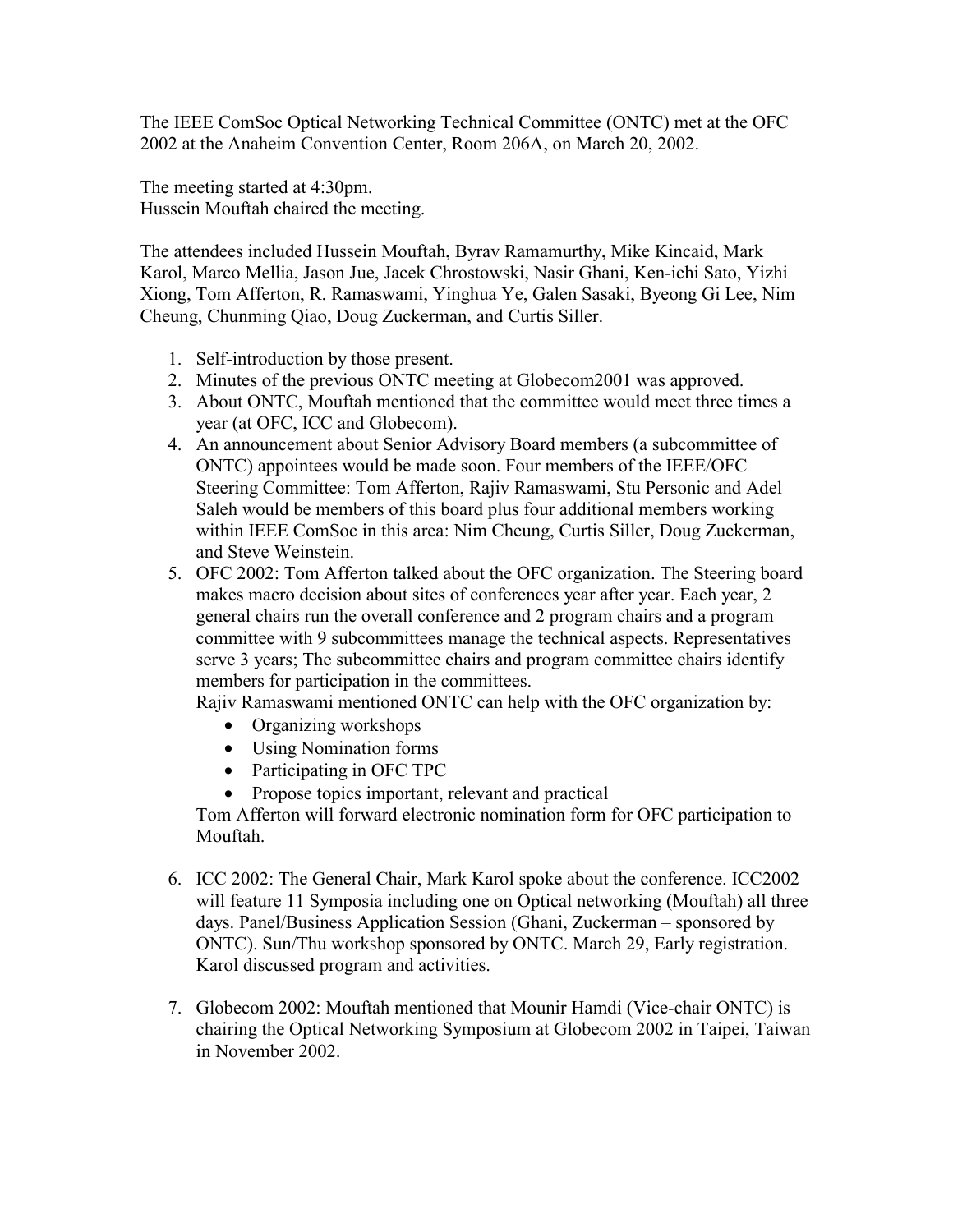The IEEE ComSoc Optical Networking Technical Committee (ONTC) met at the OFC 2002 at the Anaheim Convention Center, Room 206A, on March 20, 2002.

The meeting started at 4:30pm.
Hussein Mouftah chaired the meeting.

The attendees included Hussein Mouftah, Byrav Ramamurthy, Mike Kincaid, Mark Karol, Marco Mellia, Jason Jue, Jacek Chrostowski, Nasir Ghani, Ken-ichi Sato, Yizhi Xiong, Tom Afferton, R. Ramaswami, Yinghua Ye, Galen Sasaki, Byeong Gi Lee, Nim Cheung, Chunming Qiao, Doug Zuckerman, and Curtis Siller.

1. Self-introduction by those present.
2. Minutes of the previous ONTC meeting at Globecom2001 was approved.
3. About ONTC, Mouftah mentioned that the committee would meet three times a year (at OFC, ICC and Globecom).
4. An announcement about Senior Advisory Board members (a subcommittee of ONTC) appointees would be made soon. Four members of the IEEE/OFC Steering Committee: Tom Afferton, Rajiv Ramaswami, Stu Personic and Adel Saleh would be members of this board plus four additional members working within IEEE ComSoc in this area: Nim Cheung, Curtis Siller, Doug Zuckerman, and Steve Weinstein.
5. OFC 2002: Tom Afferton talked about the OFC organization. The Steering board makes macro decision about sites of conferences year after year. Each year, 2 general chairs run the overall conference and 2 program chairs and a program committee with 9 subcommittees manage the technical aspects. Representatives serve 3 years; The subcommittee chairs and program committee chairs identify members for participation in the committees.
   Rajiv Ramaswami mentioned ONTC can help with the OFC organization by:
   - Organizing workshops
   - Using Nomination forms
   - Participating in OFC TPC
   - Propose topics important, relevant and practical

   Tom Afferton will forward electronic nomination form for OFC participation to Mouftah.

6. ICC 2002: The General Chair, Mark Karol spoke about the conference. ICC2002 will feature 11 Symposia including one on Optical networking (Mouftah) all three days. Panel/Business Application Session (Ghani, Zuckerman – sponsored by ONTC). Sun/Thu workshop sponsored by ONTC. March 29, Early registration. Karol discussed program and activities.

7. Globecom 2002: Mouftah mentioned that Mounir Hamdi (Vice-chair ONTC) is chairing the Optical Networking Symposium at Globecom 2002 in Taipei, Taiwan in November 2002.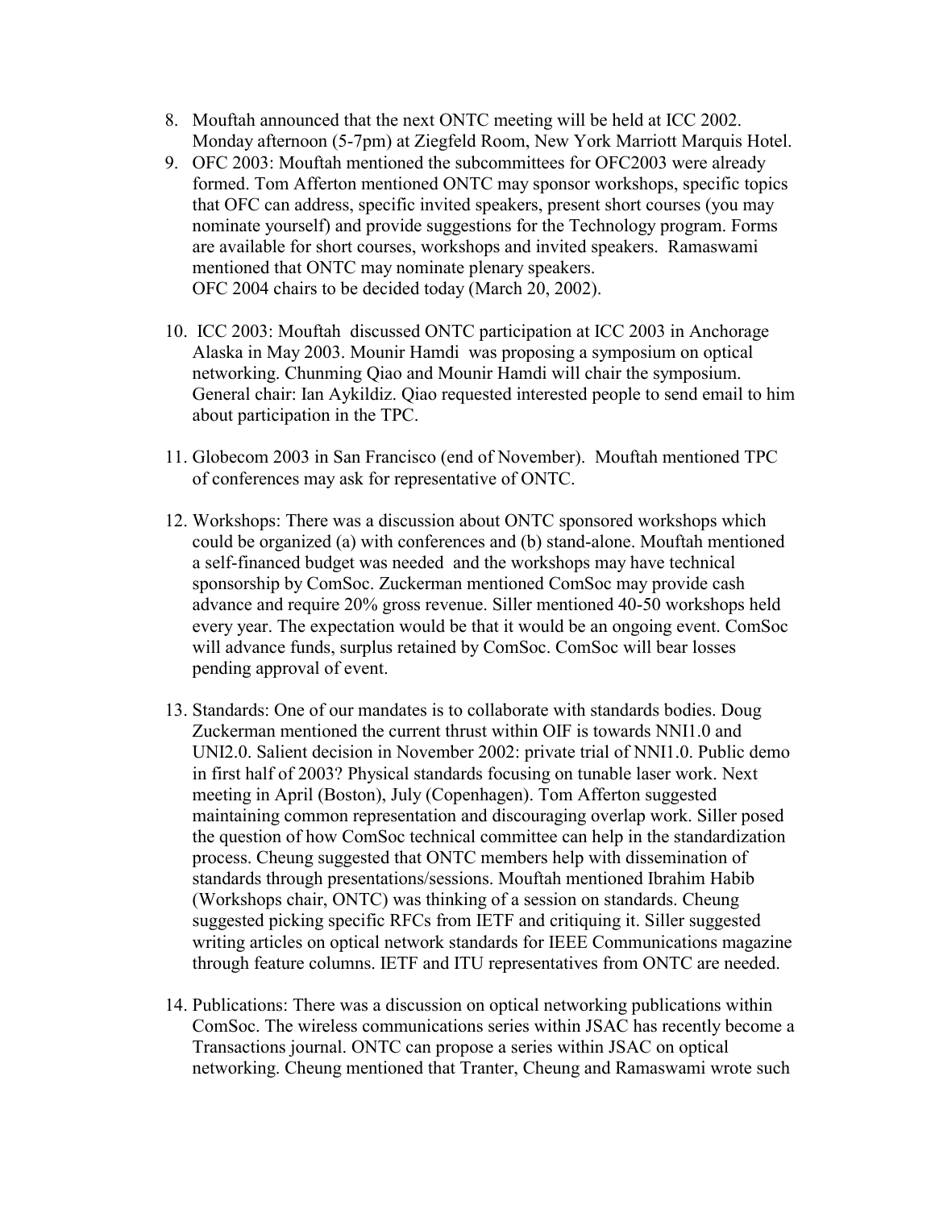8. Mouftah announced that the next ONTC meeting will be held at ICC 2002. Monday afternoon (5-7pm) at Ziegfeld Room, New York Marriott Marquis Hotel.
9. OFC 2003: Mouftah mentioned the subcommittees for OFC2003 were already formed. Tom Afferton mentioned ONTC may sponsor workshops, specific topics that OFC can address, specific invited speakers, present short courses (you may nominate yourself) and provide suggestions for the Technology program. Forms are available for short courses, workshops and invited speakers. Ramaswami mentioned that ONTC may nominate plenary speakers.
   OFC 2004 chairs to be decided today (March 20, 2002).

10. ICC 2003: Mouftah discussed ONTC participation at ICC 2003 in Anchorage Alaska in May 2003. Mounir Hamdi was proposing a symposium on optical networking. Chunming Qiao and Mounir Hamdi will chair the symposium. General chair: Ian Aykildiz. Qiao requested interested people to send email to him about participation in the TPC.

11. Globecom 2003 in San Francisco (end of November). Mouftah mentioned TPC of conferences may ask for representative of ONTC.

12. Workshops: There was a discussion about ONTC sponsored workshops which could be organized (a) with conferences and (b) stand-alone. Mouftah mentioned a self-financed budget was needed and the workshops may have technical sponsorship by ComSoc. Zuckerman mentioned ComSoc may provide cash advance and require 20% gross revenue. Siller mentioned 40-50 workshops held every year. The expectation would be that it would be an ongoing event. ComSoc will advance funds, surplus retained by ComSoc. ComSoc will bear losses pending approval of event.

13. Standards: One of our mandates is to collaborate with standards bodies. Doug Zuckerman mentioned the current thrust within OIF is towards NNI1.0 and UNI2.0. Salient decision in November 2002: private trial of NNI1.0. Public demo in first half of 2003? Physical standards focusing on tunable laser work. Next meeting in April (Boston), July (Copenhagen). Tom Afferton suggested maintaining common representation and discouraging overlap work. Siller posed the question of how ComSoc technical committee can help in the standardization process. Cheung suggested that ONTC members help with dissemination of standards through presentations/sessions. Mouftah mentioned Ibrahim Habib (Workshops chair, ONTC) was thinking of a session on standards. Cheung suggested picking specific RFCs from IETF and critiquing it. Siller suggested writing articles on optical network standards for IEEE Communications magazine through feature columns. IETF and ITU representatives from ONTC are needed.

14. Publications: There was a discussion on optical networking publications within ComSoc. The wireless communications series within JSAC has recently become a Transactions journal. ONTC can propose a series within JSAC on optical networking. Cheung mentioned that Tranter, Cheung and Ramaswami wrote such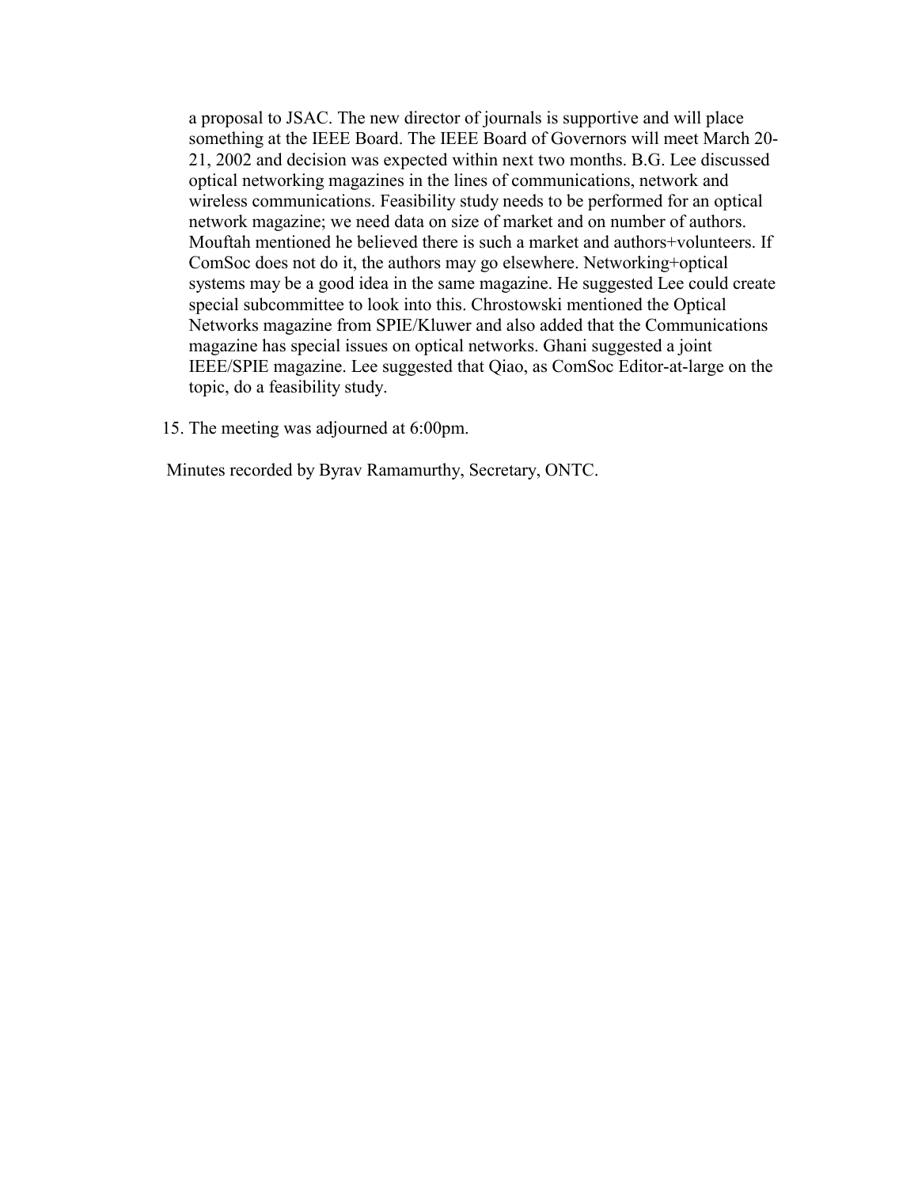a proposal to JSAC. The new director of journals is supportive and will place something at the IEEE Board. The IEEE Board of Governors will meet March 20-21, 2002 and decision was expected within next two months. B.G. Lee discussed optical networking magazines in the lines of communications, network and wireless communications. Feasibility study needs to be performed for an optical network magazine; we need data on size of market and on number of authors. Mouftah mentioned he believed there is such a market and authors+volunteers. If ComSoc does not do it, the authors may go elsewhere. Networking+optical systems may be a good idea in the same magazine. He suggested Lee could create special subcommittee to look into this. Chrostowski mentioned the Optical Networks magazine from SPIE/Kluwer and also added that the Communications magazine has special issues on optical networks. Ghani suggested a joint IEEE/SPIE magazine. Lee suggested that Qiao, as ComSoc Editor-at-large on the topic, do a feasibility study.

15. The meeting was adjourned at 6:00pm.

Minutes recorded by Byrav Ramamurthy, Secretary, ONTC.